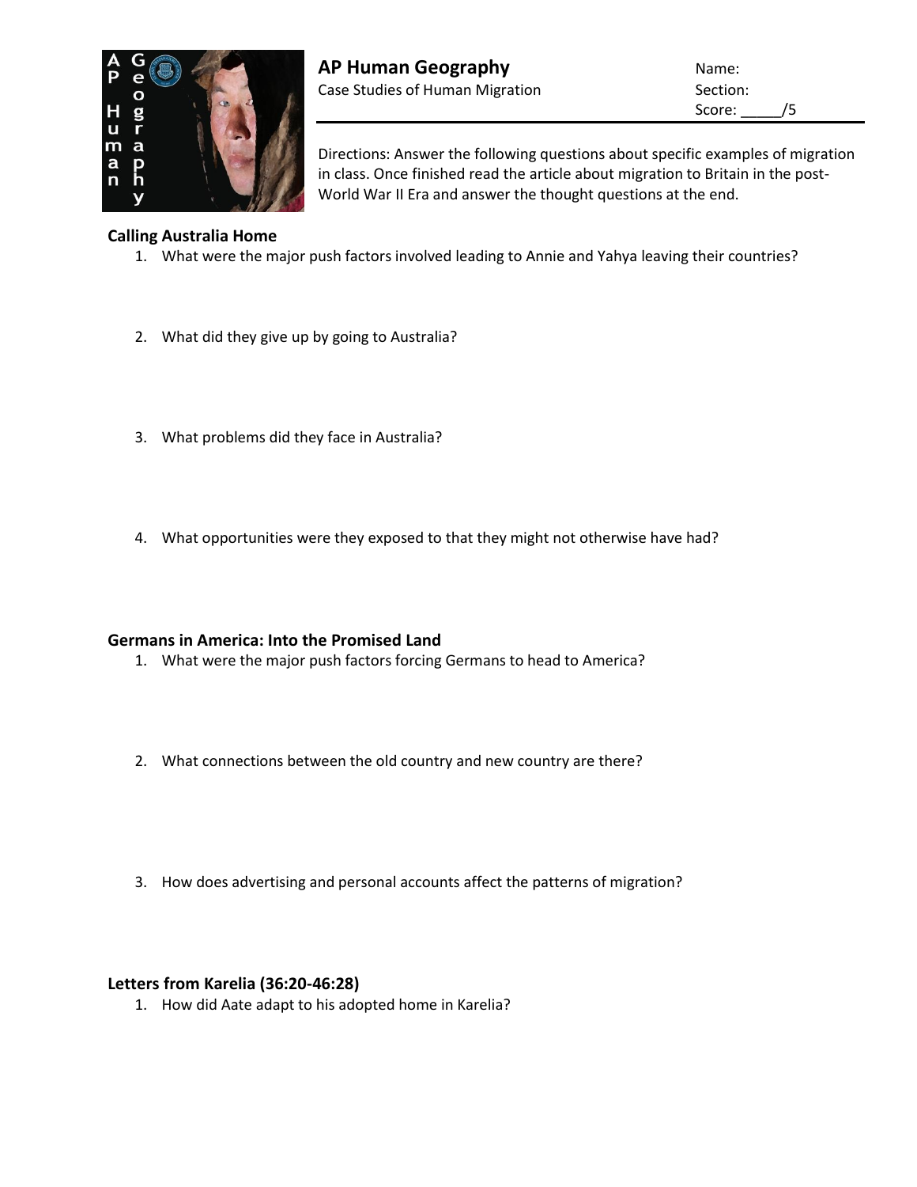# AP Human Geography

Case Studies of Human Migration

Name:
Section:
Score: _____/5

Directions: Answer the following questions about specific examples of migration in class. Once finished read the article about migration to Britain in the post-World War II Era and answer the thought questions at the end.

## Calling Australia Home

1. What were the major push factors involved leading to Annie and Yahya leaving their countries?

2. What did they give up by going to Australia?

3. What problems did they face in Australia?

4. What opportunities were they exposed to that they might not otherwise have had?

## Germans in America: Into the Promised Land

1. What were the major push factors forcing Germans to head to America?

2. What connections between the old country and new country are there?

3. How does advertising and personal accounts affect the patterns of migration?

## Letters from Karelia (36:20-46:28)

1. How did Aate adapt to his adopted home in Karelia?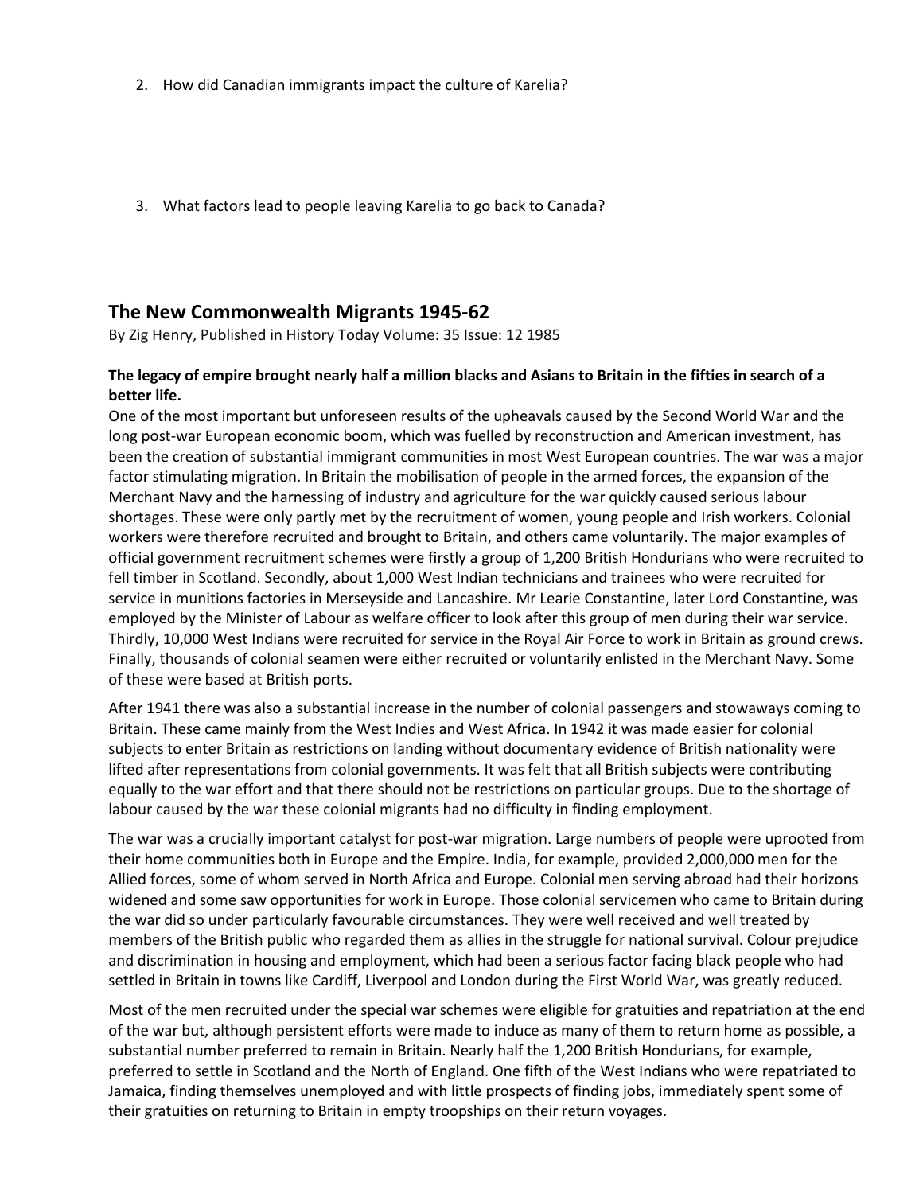2. How did Canadian immigrants impact the culture of Karelia?

3. What factors lead to people leaving Karelia to go back to Canada?

## The New Commonwealth Migrants 1945-62

By Zig Henry, Published in History Today Volume: 35 Issue: 12 1985

**The legacy of empire brought nearly half a million blacks and Asians to Britain in the fifties in search of a better life.**

One of the most important but unforeseen results of the upheavals caused by the Second World War and the long post-war European economic boom, which was fuelled by reconstruction and American investment, has been the creation of substantial immigrant communities in most West European countries. The war was a major factor stimulating migration. In Britain the mobilisation of people in the armed forces, the expansion of the Merchant Navy and the harnessing of industry and agriculture for the war quickly caused serious labour shortages. These were only partly met by the recruitment of women, young people and Irish workers. Colonial workers were therefore recruited and brought to Britain, and others came voluntarily. The major examples of official government recruitment schemes were firstly a group of 1,200 British Hondurians who were recruited to fell timber in Scotland. Secondly, about 1,000 West Indian technicians and trainees who were recruited for service in munitions factories in Merseyside and Lancashire. Mr Learie Constantine, later Lord Constantine, was employed by the Minister of Labour as welfare officer to look after this group of men during their war service. Thirdly, 10,000 West Indians were recruited for service in the Royal Air Force to work in Britain as ground crews. Finally, thousands of colonial seamen were either recruited or voluntarily enlisted in the Merchant Navy. Some of these were based at British ports.

After 1941 there was also a substantial increase in the number of colonial passengers and stowaways coming to Britain. These came mainly from the West Indies and West Africa. In 1942 it was made easier for colonial subjects to enter Britain as restrictions on landing without documentary evidence of British nationality were lifted after representations from colonial governments. It was felt that all British subjects were contributing equally to the war effort and that there should not be restrictions on particular groups. Due to the shortage of labour caused by the war these colonial migrants had no difficulty in finding employment.

The war was a crucially important catalyst for post-war migration. Large numbers of people were uprooted from their home communities both in Europe and the Empire. India, for example, provided 2,000,000 men for the Allied forces, some of whom served in North Africa and Europe. Colonial men serving abroad had their horizons widened and some saw opportunities for work in Europe. Those colonial servicemen who came to Britain during the war did so under particularly favourable circumstances. They were well received and well treated by members of the British public who regarded them as allies in the struggle for national survival. Colour prejudice and discrimination in housing and employment, which had been a serious factor facing black people who had settled in Britain in towns like Cardiff, Liverpool and London during the First World War, was greatly reduced.

Most of the men recruited under the special war schemes were eligible for gratuities and repatriation at the end of the war but, although persistent efforts were made to induce as many of them to return home as possible, a substantial number preferred to remain in Britain. Nearly half the 1,200 British Hondurians, for example, preferred to settle in Scotland and the North of England. One fifth of the West Indians who were repatriated to Jamaica, finding themselves unemployed and with little prospects of finding jobs, immediately spent some of their gratuities on returning to Britain in empty troopships on their return voyages.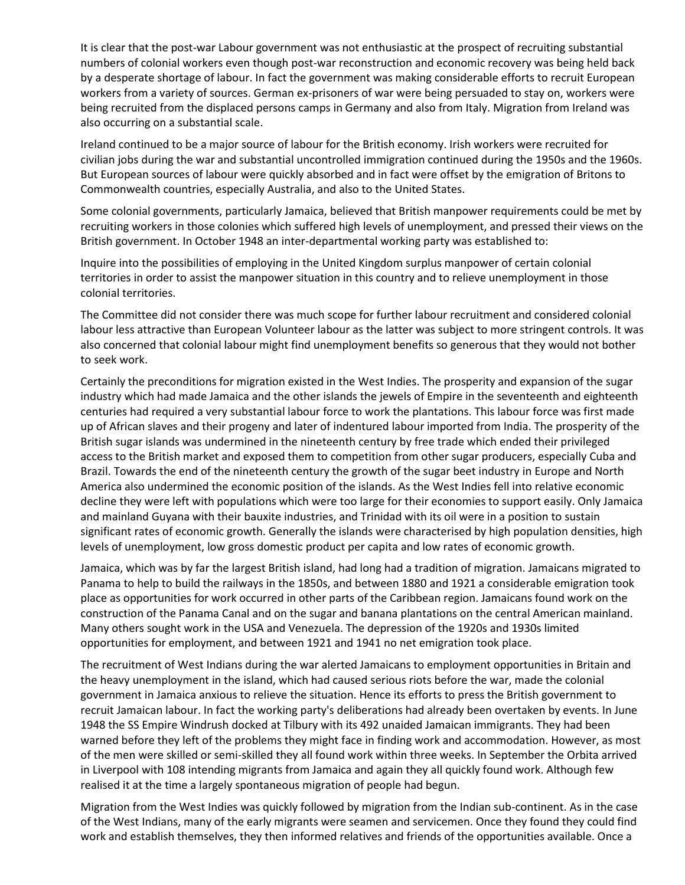It is clear that the post-war Labour government was not enthusiastic at the prospect of recruiting substantial numbers of colonial workers even though post-war reconstruction and economic recovery was being held back by a desperate shortage of labour. In fact the government was making considerable efforts to recruit European workers from a variety of sources. German ex-prisoners of war were being persuaded to stay on, workers were being recruited from the displaced persons camps in Germany and also from Italy. Migration from Ireland was also occurring on a substantial scale.

Ireland continued to be a major source of labour for the British economy. Irish workers were recruited for civilian jobs during the war and substantial uncontrolled immigration continued during the 1950s and the 1960s. But European sources of labour were quickly absorbed and in fact were offset by the emigration of Britons to Commonwealth countries, especially Australia, and also to the United States.

Some colonial governments, particularly Jamaica, believed that British manpower requirements could be met by recruiting workers in those colonies which suffered high levels of unemployment, and pressed their views on the British government. In October 1948 an inter-departmental working party was established to:

Inquire into the possibilities of employing in the United Kingdom surplus manpower of certain colonial territories in order to assist the manpower situation in this country and to relieve unemployment in those colonial territories.

The Committee did not consider there was much scope for further labour recruitment and considered colonial labour less attractive than European Volunteer labour as the latter was subject to more stringent controls. It was also concerned that colonial labour might find unemployment benefits so generous that they would not bother to seek work.

Certainly the preconditions for migration existed in the West Indies. The prosperity and expansion of the sugar industry which had made Jamaica and the other islands the jewels of Empire in the seventeenth and eighteenth centuries had required a very substantial labour force to work the plantations. This labour force was first made up of African slaves and their progeny and later of indentured labour imported from India. The prosperity of the British sugar islands was undermined in the nineteenth century by free trade which ended their privileged access to the British market and exposed them to competition from other sugar producers, especially Cuba and Brazil. Towards the end of the nineteenth century the growth of the sugar beet industry in Europe and North America also undermined the economic position of the islands. As the West Indies fell into relative economic decline they were left with populations which were too large for their economies to support easily. Only Jamaica and mainland Guyana with their bauxite industries, and Trinidad with its oil were in a position to sustain significant rates of economic growth. Generally the islands were characterised by high population densities, high levels of unemployment, low gross domestic product per capita and low rates of economic growth.

Jamaica, which was by far the largest British island, had long had a tradition of migration. Jamaicans migrated to Panama to help to build the railways in the 1850s, and between 1880 and 1921 a considerable emigration took place as opportunities for work occurred in other parts of the Caribbean region. Jamaicans found work on the construction of the Panama Canal and on the sugar and banana plantations on the central American mainland. Many others sought work in the USA and Venezuela. The depression of the 1920s and 1930s limited opportunities for employment, and between 1921 and 1941 no net emigration took place.

The recruitment of West Indians during the war alerted Jamaicans to employment opportunities in Britain and the heavy unemployment in the island, which had caused serious riots before the war, made the colonial government in Jamaica anxious to relieve the situation. Hence its efforts to press the British government to recruit Jamaican labour. In fact the working party's deliberations had already been overtaken by events. In June 1948 the SS Empire Windrush docked at Tilbury with its 492 unaided Jamaican immigrants. They had been warned before they left of the problems they might face in finding work and accommodation. However, as most of the men were skilled or semi-skilled they all found work within three weeks. In September the Orbita arrived in Liverpool with 108 intending migrants from Jamaica and again they all quickly found work. Although few realised it at the time a largely spontaneous migration of people had begun.

Migration from the West Indies was quickly followed by migration from the Indian sub-continent. As in the case of the West Indians, many of the early migrants were seamen and servicemen. Once they found they could find work and establish themselves, they then informed relatives and friends of the opportunities available. Once a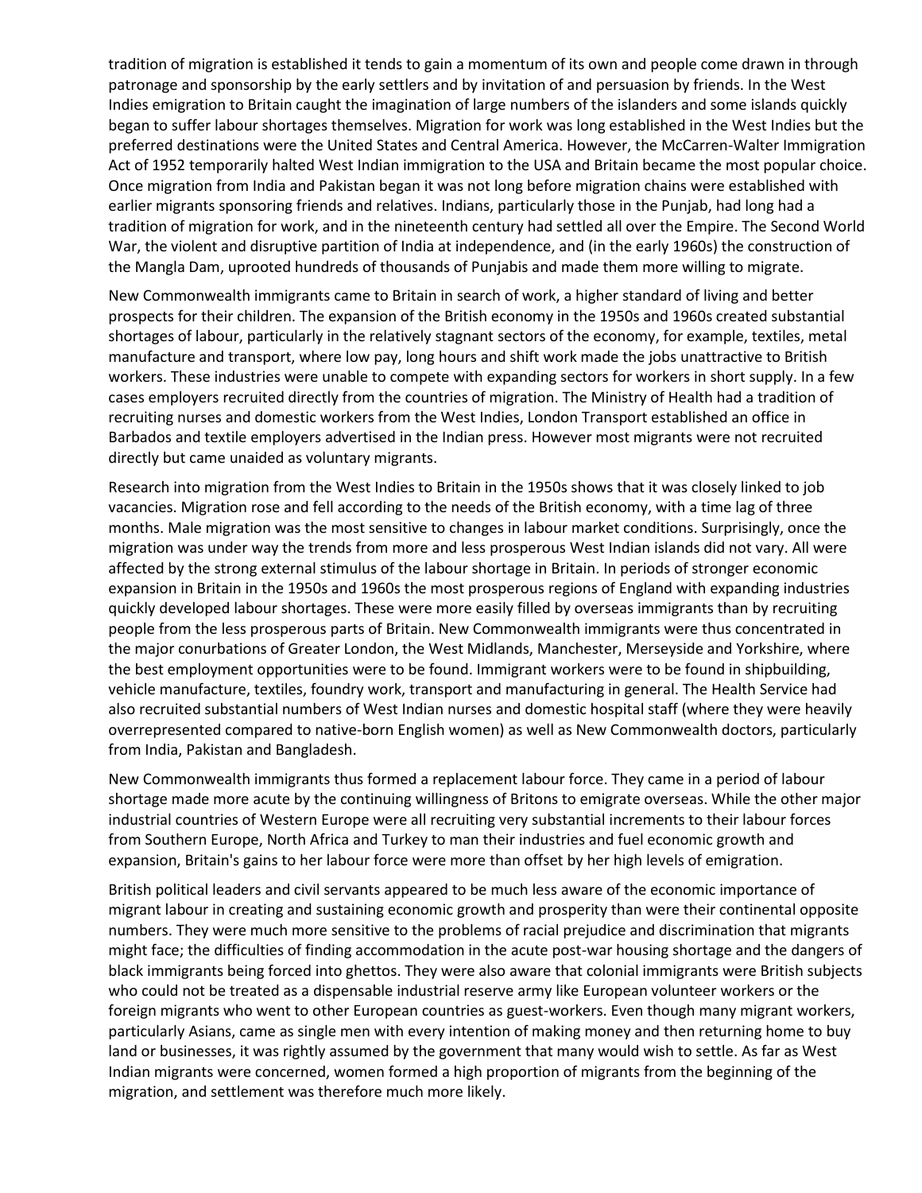tradition of migration is established it tends to gain a momentum of its own and people come drawn in through patronage and sponsorship by the early settlers and by invitation of and persuasion by friends. In the West Indies emigration to Britain caught the imagination of large numbers of the islanders and some islands quickly began to suffer labour shortages themselves. Migration for work was long established in the West Indies but the preferred destinations were the United States and Central America. However, the McCarren-Walter Immigration Act of 1952 temporarily halted West Indian immigration to the USA and Britain became the most popular choice. Once migration from India and Pakistan began it was not long before migration chains were established with earlier migrants sponsoring friends and relatives. Indians, particularly those in the Punjab, had long had a tradition of migration for work, and in the nineteenth century had settled all over the Empire. The Second World War, the violent and disruptive partition of India at independence, and (in the early 1960s) the construction of the Mangla Dam, uprooted hundreds of thousands of Punjabis and made them more willing to migrate.

New Commonwealth immigrants came to Britain in search of work, a higher standard of living and better prospects for their children. The expansion of the British economy in the 1950s and 1960s created substantial shortages of labour, particularly in the relatively stagnant sectors of the economy, for example, textiles, metal manufacture and transport, where low pay, long hours and shift work made the jobs unattractive to British workers. These industries were unable to compete with expanding sectors for workers in short supply. In a few cases employers recruited directly from the countries of migration. The Ministry of Health had a tradition of recruiting nurses and domestic workers from the West Indies, London Transport established an office in Barbados and textile employers advertised in the Indian press. However most migrants were not recruited directly but came unaided as voluntary migrants.

Research into migration from the West Indies to Britain in the 1950s shows that it was closely linked to job vacancies. Migration rose and fell according to the needs of the British economy, with a time lag of three months. Male migration was the most sensitive to changes in labour market conditions. Surprisingly, once the migration was under way the trends from more and less prosperous West Indian islands did not vary. All were affected by the strong external stimulus of the labour shortage in Britain. In periods of stronger economic expansion in Britain in the 1950s and 1960s the most prosperous regions of England with expanding industries quickly developed labour shortages. These were more easily filled by overseas immigrants than by recruiting people from the less prosperous parts of Britain. New Commonwealth immigrants were thus concentrated in the major conurbations of Greater London, the West Midlands, Manchester, Merseyside and Yorkshire, where the best employment opportunities were to be found. Immigrant workers were to be found in shipbuilding, vehicle manufacture, textiles, foundry work, transport and manufacturing in general. The Health Service had also recruited substantial numbers of West Indian nurses and domestic hospital staff (where they were heavily overrepresented compared to native-born English women) as well as New Commonwealth doctors, particularly from India, Pakistan and Bangladesh.

New Commonwealth immigrants thus formed a replacement labour force. They came in a period of labour shortage made more acute by the continuing willingness of Britons to emigrate overseas. While the other major industrial countries of Western Europe were all recruiting very substantial increments to their labour forces from Southern Europe, North Africa and Turkey to man their industries and fuel economic growth and expansion, Britain's gains to her labour force were more than offset by her high levels of emigration.

British political leaders and civil servants appeared to be much less aware of the economic importance of migrant labour in creating and sustaining economic growth and prosperity than were their continental opposite numbers. They were much more sensitive to the problems of racial prejudice and discrimination that migrants might face; the difficulties of finding accommodation in the acute post-war housing shortage and the dangers of black immigrants being forced into ghettos. They were also aware that colonial immigrants were British subjects who could not be treated as a dispensable industrial reserve army like European volunteer workers or the foreign migrants who went to other European countries as guest-workers. Even though many migrant workers, particularly Asians, came as single men with every intention of making money and then returning home to buy land or businesses, it was rightly assumed by the government that many would wish to settle. As far as West Indian migrants were concerned, women formed a high proportion of migrants from the beginning of the migration, and settlement was therefore much more likely.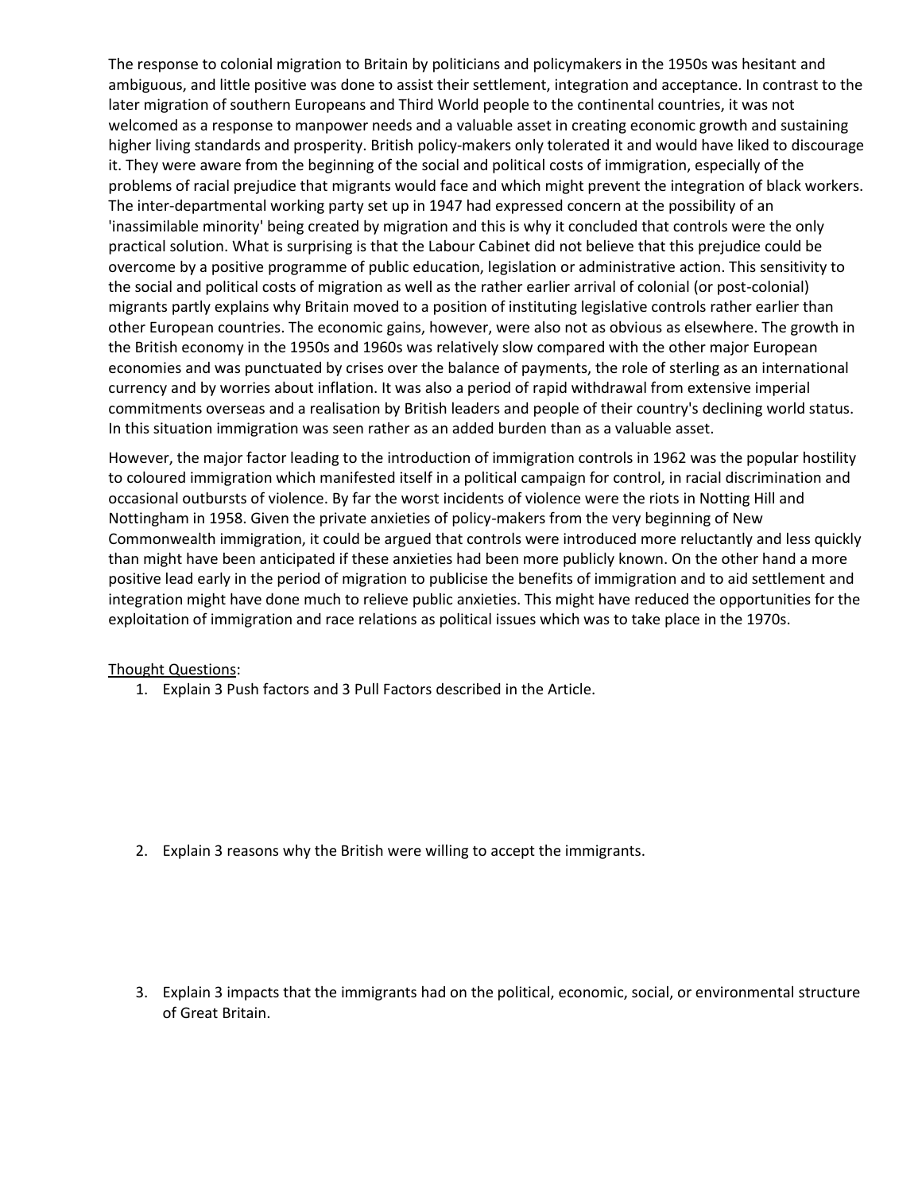The response to colonial migration to Britain by politicians and policymakers in the 1950s was hesitant and ambiguous, and little positive was done to assist their settlement, integration and acceptance. In contrast to the later migration of southern Europeans and Third World people to the continental countries, it was not welcomed as a response to manpower needs and a valuable asset in creating economic growth and sustaining higher living standards and prosperity. British policy-makers only tolerated it and would have liked to discourage it. They were aware from the beginning of the social and political costs of immigration, especially of the problems of racial prejudice that migrants would face and which might prevent the integration of black workers. The inter-departmental working party set up in 1947 had expressed concern at the possibility of an 'inassimilable minority' being created by migration and this is why it concluded that controls were the only practical solution. What is surprising is that the Labour Cabinet did not believe that this prejudice could be overcome by a positive programme of public education, legislation or administrative action. This sensitivity to the social and political costs of migration as well as the rather earlier arrival of colonial (or post-colonial) migrants partly explains why Britain moved to a position of instituting legislative controls rather earlier than other European countries. The economic gains, however, were also not as obvious as elsewhere. The growth in the British economy in the 1950s and 1960s was relatively slow compared with the other major European economies and was punctuated by crises over the balance of payments, the role of sterling as an international currency and by worries about inflation. It was also a period of rapid withdrawal from extensive imperial commitments overseas and a realisation by British leaders and people of their country's declining world status. In this situation immigration was seen rather as an added burden than as a valuable asset.

However, the major factor leading to the introduction of immigration controls in 1962 was the popular hostility to coloured immigration which manifested itself in a political campaign for control, in racial discrimination and occasional outbursts of violence. By far the worst incidents of violence were the riots in Notting Hill and Nottingham in 1958. Given the private anxieties of policy-makers from the very beginning of New Commonwealth immigration, it could be argued that controls were introduced more reluctantly and less quickly than might have been anticipated if these anxieties had been more publicly known. On the other hand a more positive lead early in the period of migration to publicise the benefits of immigration and to aid settlement and integration might have done much to relieve public anxieties. This might have reduced the opportunities for the exploitation of immigration and race relations as political issues which was to take place in the 1970s.

<u>Thought Questions</u>:

1. Explain 3 Push factors and 3 Pull Factors described in the Article.

2. Explain 3 reasons why the British were willing to accept the immigrants.

3. Explain 3 impacts that the immigrants had on the political, economic, social, or environmental structure of Great Britain.